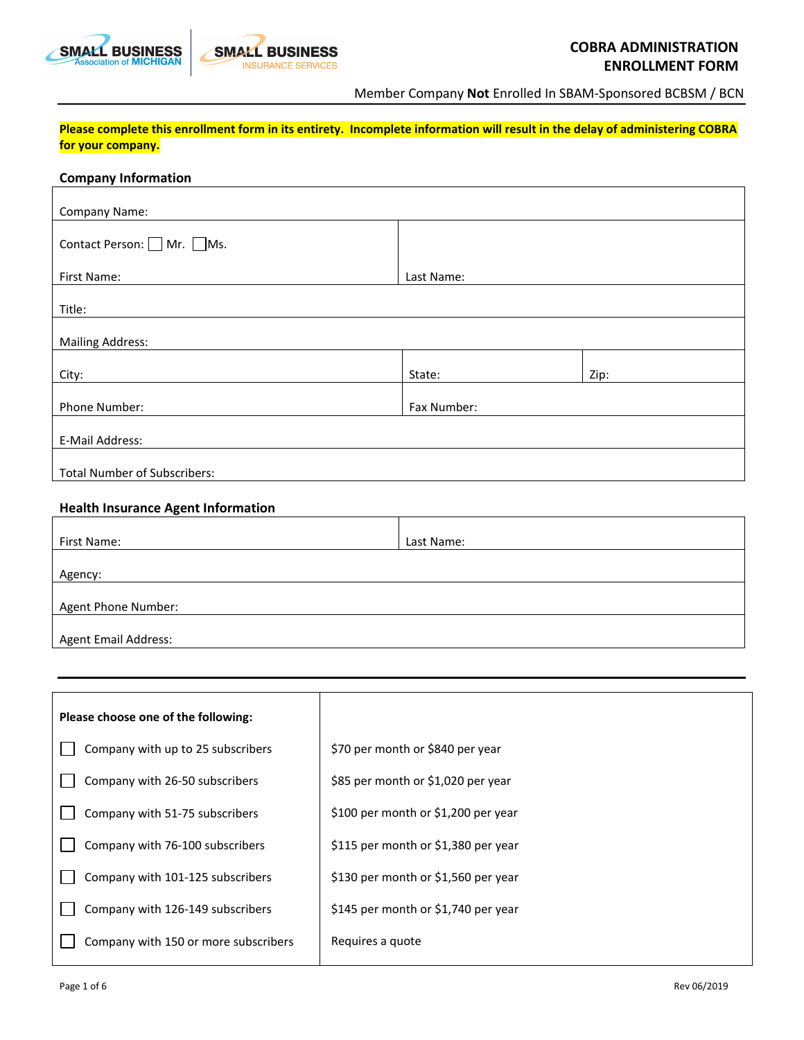# COBRA ADMINISTRATION ENROLLMENT FORM

Member Company **Not** Enrolled In SBAM-Sponsored BCBSM / BCN

**Please complete this enrollment form in its entirety. Incomplete information will result in the delay of administering COBRA for your company.**

## Company Information

| | | |
|---|---|---|
| Company Name: | | |
| Contact Person: ☐ Mr. ☐ Ms.<br>First Name: | Last Name: | |
| Title: | | |
| Mailing Address: | | |
| City: | State: | Zip: |
| Phone Number: | Fax Number: | |
| E-Mail Address: | | |
| Total Number of Subscribers: | | |

## Health Insurance Agent Information

| | |
|---|---|
| First Name: | Last Name: |
| Agency: | |
| Agent Phone Number: | |
| Agent Email Address: | |

| **Please choose one of the following:** | |
|---|---|
| ☐ Company with up to 25 subscribers | $70 per month or $840 per year |
| ☐ Company with 26-50 subscribers | $85 per month or $1,020 per year |
| ☐ Company with 51-75 subscribers | $100 per month or $1,200 per year |
| ☐ Company with 76-100 subscribers | $115 per month or $1,380 per year |
| ☐ Company with 101-125 subscribers | $130 per month or $1,560 per year |
| ☐ Company with 126-149 subscribers | $145 per month or $1,740 per year |
| ☐ Company with 150 or more subscribers | Requires a quote |

Rev 06/2019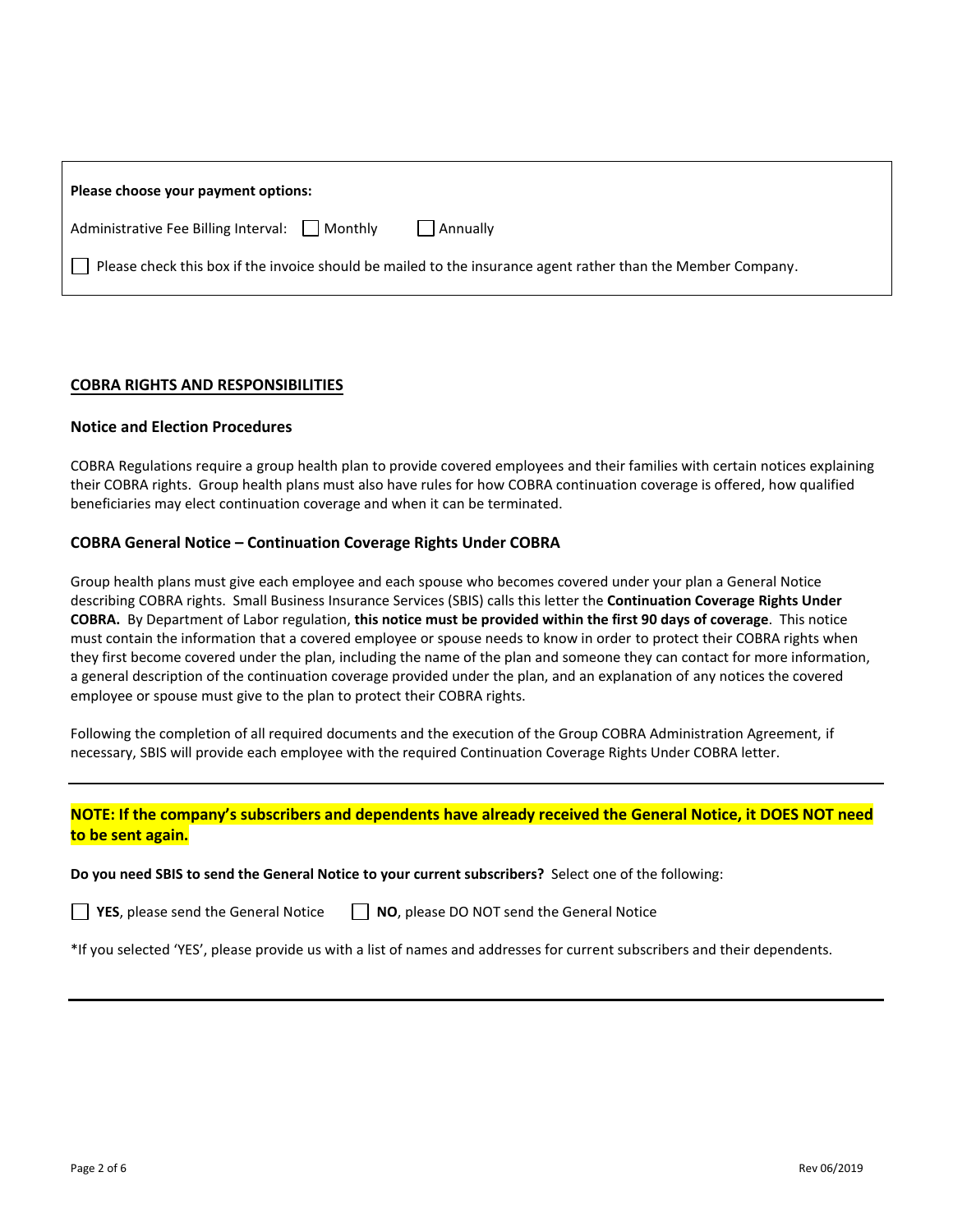**Please choose your payment options:**

Administrative Fee Billing Interval: ☐ Monthly ☐ Annually

☐ Please check this box if the invoice should be mailed to the insurance agent rather than the Member Company.

## COBRA RIGHTS AND RESPONSIBILITIES

### Notice and Election Procedures

COBRA Regulations require a group health plan to provide covered employees and their families with certain notices explaining their COBRA rights. Group health plans must also have rules for how COBRA continuation coverage is offered, how qualified beneficiaries may elect continuation coverage and when it can be terminated.

### COBRA General Notice – Continuation Coverage Rights Under COBRA

Group health plans must give each employee and each spouse who becomes covered under your plan a General Notice describing COBRA rights. Small Business Insurance Services (SBIS) calls this letter the **Continuation Coverage Rights Under COBRA.** By Department of Labor regulation, **this notice must be provided within the first 90 days of coverage**. This notice must contain the information that a covered employee or spouse needs to know in order to protect their COBRA rights when they first become covered under the plan, including the name of the plan and someone they can contact for more information, a general description of the continuation coverage provided under the plan, and an explanation of any notices the covered employee or spouse must give to the plan to protect their COBRA rights.

Following the completion of all required documents and the execution of the Group COBRA Administration Agreement, if necessary, SBIS will provide each employee with the required Continuation Coverage Rights Under COBRA letter.

---

**NOTE: If the company's subscribers and dependents have already received the General Notice, it DOES NOT need to be sent again.**

**Do you need SBIS to send the General Notice to your current subscribers?** Select one of the following:

☐ **YES**, please send the General Notice ☐ **NO**, please DO NOT send the General Notice

*If you selected 'YES', please provide us with a list of names and addresses for current subscribers and their dependents.

---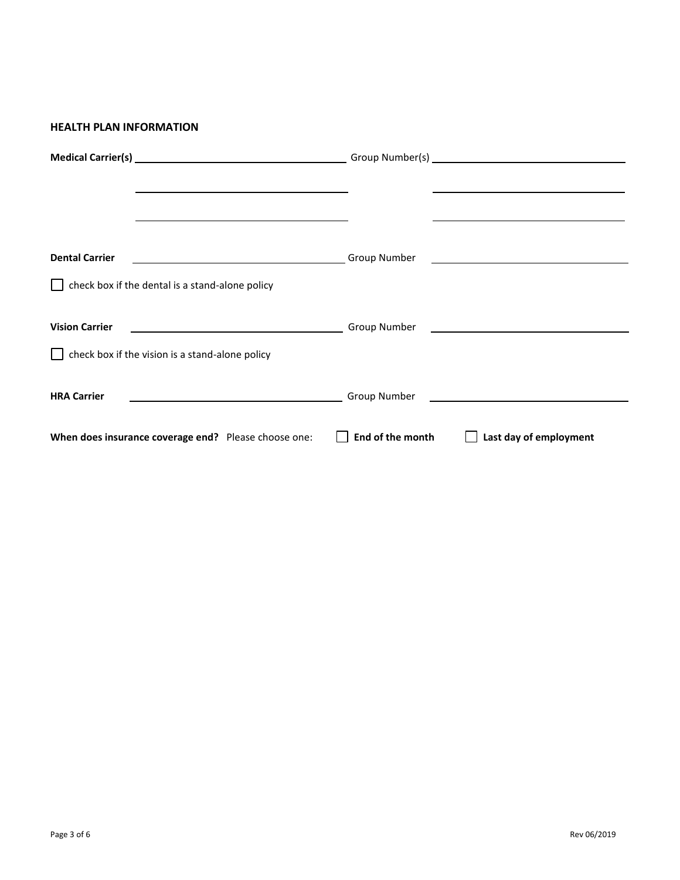## HEALTH PLAN INFORMATION

**Medical Carrier(s)** \_\_\_\_\_\_\_\_\_\_\_\_\_\_\_\_\_\_\_\_ Group Number(s) \_\_\_\_\_\_\_\_\_\_\_\_\_\_\_\_\_\_\_\_

\_\_\_\_\_\_\_\_\_\_\_\_\_\_\_\_\_\_\_\_ \_\_\_\_\_\_\_\_\_\_\_\_\_\_\_\_\_\_\_\_

\_\_\_\_\_\_\_\_\_\_\_\_\_\_\_\_\_\_\_\_ \_\_\_\_\_\_\_\_\_\_\_\_\_\_\_\_\_\_\_\_

**Dental Carrier** \_\_\_\_\_\_\_\_\_\_\_\_\_\_\_\_\_\_\_\_ Group Number \_\_\_\_\_\_\_\_\_\_\_\_\_\_\_\_\_\_\_\_

☐ check box if the dental is a stand-alone policy

**Vision Carrier** \_\_\_\_\_\_\_\_\_\_\_\_\_\_\_\_\_\_\_\_ Group Number \_\_\_\_\_\_\_\_\_\_\_\_\_\_\_\_\_\_\_\_

☐ check box if the vision is a stand-alone policy

**HRA Carrier** \_\_\_\_\_\_\_\_\_\_\_\_\_\_\_\_\_\_\_\_ Group Number \_\_\_\_\_\_\_\_\_\_\_\_\_\_\_\_\_\_\_\_

**When does insurance coverage end?** Please choose one: ☐ **End of the month** ☐ **Last day of employment**

Rev 06/2019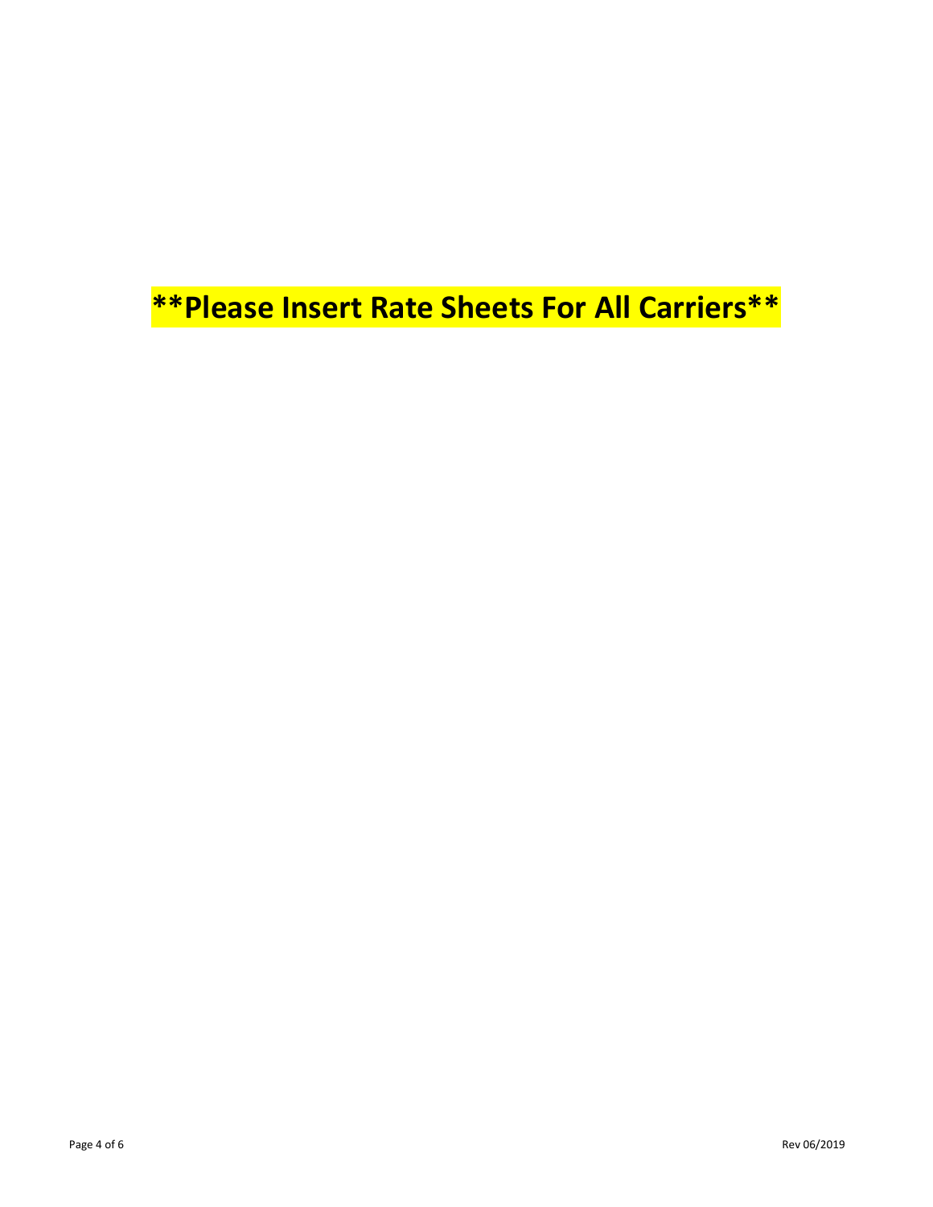**\*\*Please Insert Rate Sheets For All Carriers\*\***

****Please Insert Rate Sheets For All Carriers****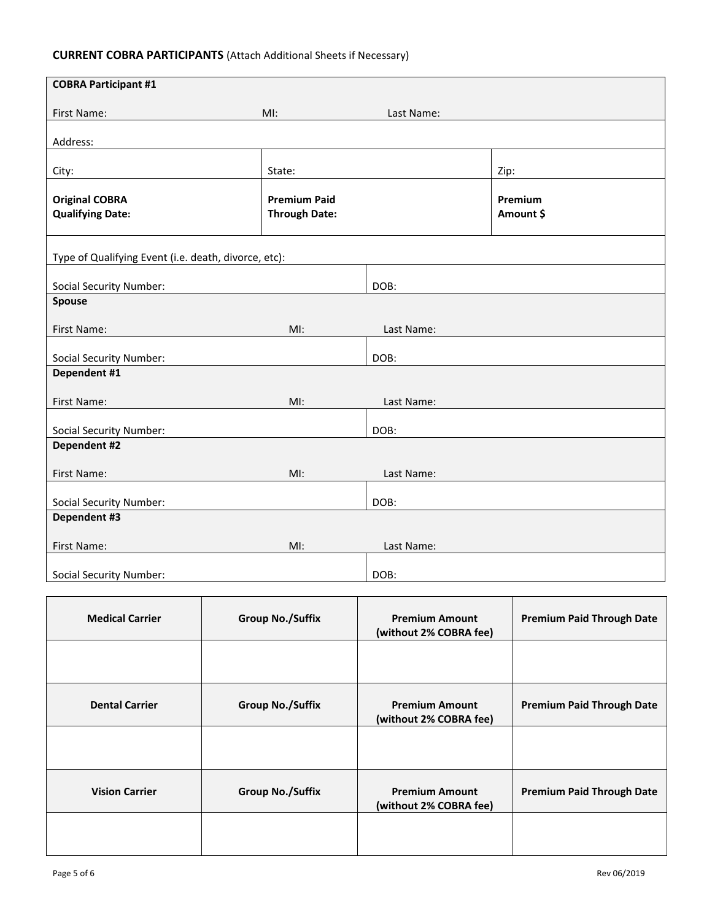**CURRENT COBRA PARTICIPANTS** (Attach Additional Sheets if Necessary)

| **COBRA Participant #1** | | |
|---|---|---|
| First Name: | MI: | Last Name: |
| Address: | | |
| City: | State: | Zip: |
| **Original COBRA Qualifying Date:** | **Premium Paid Through Date:** | **Premium Amount $** |
| Type of Qualifying Event (i.e. death, divorce, etc): | | |
| Social Security Number: | DOB: | |
| **Spouse** | | |
| First Name: | MI: | Last Name: |
| Social Security Number: | DOB: | |
| **Dependent #1** | | |
| First Name: | MI: | Last Name: |
| Social Security Number: | DOB: | |
| **Dependent #2** | | |
| First Name: | MI: | Last Name: |
| Social Security Number: | DOB: | |
| **Dependent #3** | | |
| First Name: | MI: | Last Name: |
| Social Security Number: | DOB: | |

| **Medical Carrier** | **Group No./Suffix** | **Premium Amount (without 2% COBRA fee)** | **Premium Paid Through Date** |
|---|---|---|---|
| | | | |
| **Dental Carrier** | **Group No./Suffix** | **Premium Amount (without 2% COBRA fee)** | **Premium Paid Through Date** |
| | | | |
| **Vision Carrier** | **Group No./Suffix** | **Premium Amount (without 2% COBRA fee)** | **Premium Paid Through Date** |
| | | | |

Rev 06/2019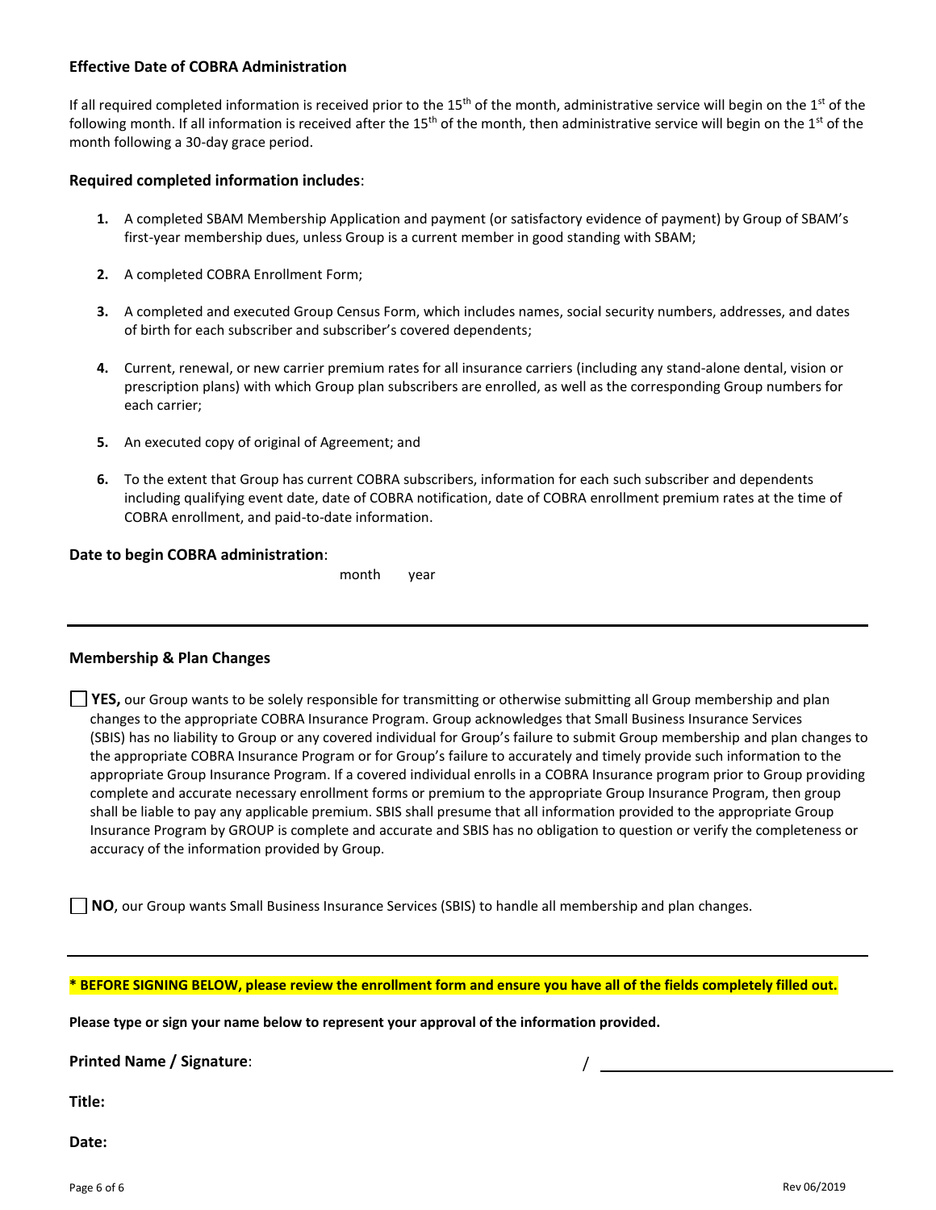**Effective Date of COBRA Administration**

If all required completed information is received prior to the 15th of the month, administrative service will begin on the 1st of the following month. If all information is received after the 15th of the month, then administrative service will begin on the 1st of the month following a 30-day grace period.

**Required completed information includes**:

1. A completed SBAM Membership Application and payment (or satisfactory evidence of payment) by Group of SBAM's first-year membership dues, unless Group is a current member in good standing with SBAM;
2. A completed COBRA Enrollment Form;
3. A completed and executed Group Census Form, which includes names, social security numbers, addresses, and dates of birth for each subscriber and subscriber's covered dependents;
4. Current, renewal, or new carrier premium rates for all insurance carriers (including any stand-alone dental, vision or prescription plans) with which Group plan subscribers are enrolled, as well as the corresponding Group numbers for each carrier;
5. An executed copy of original of Agreement; and
6. To the extent that Group has current COBRA subscribers, information for each such subscriber and dependents including qualifying event date, date of COBRA notification, date of COBRA enrollment premium rates at the time of COBRA enrollment, and paid-to-date information.

**Date to begin COBRA administration**:

month year

---

**Membership & Plan Changes**

☐ **YES,** our Group wants to be solely responsible for transmitting or otherwise submitting all Group membership and plan changes to the appropriate COBRA Insurance Program. Group acknowledges that Small Business Insurance Services (SBIS) has no liability to Group or any covered individual for Group's failure to submit Group membership and plan changes to the appropriate COBRA Insurance Program or for Group's failure to accurately and timely provide such information to the appropriate Group Insurance Program. If a covered individual enrolls in a COBRA Insurance program prior to Group providing complete and accurate necessary enrollment forms or premium to the appropriate Group Insurance Program, then group shall be liable to pay any applicable premium. SBIS shall presume that all information provided to the appropriate Group Insurance Program by GROUP is complete and accurate and SBIS has no obligation to question or verify the completeness or accuracy of the information provided by Group.

☐ **NO**, our Group wants Small Business Insurance Services (SBIS) to handle all membership and plan changes.

---

**\* BEFORE SIGNING BELOW, please review the enrollment form and ensure you have all of the fields completely filled out.**

**Please type or sign your name below to represent your approval of the information provided.**

**Printed Name / Signature**: / ______________________________

**Title:**

**Date:**